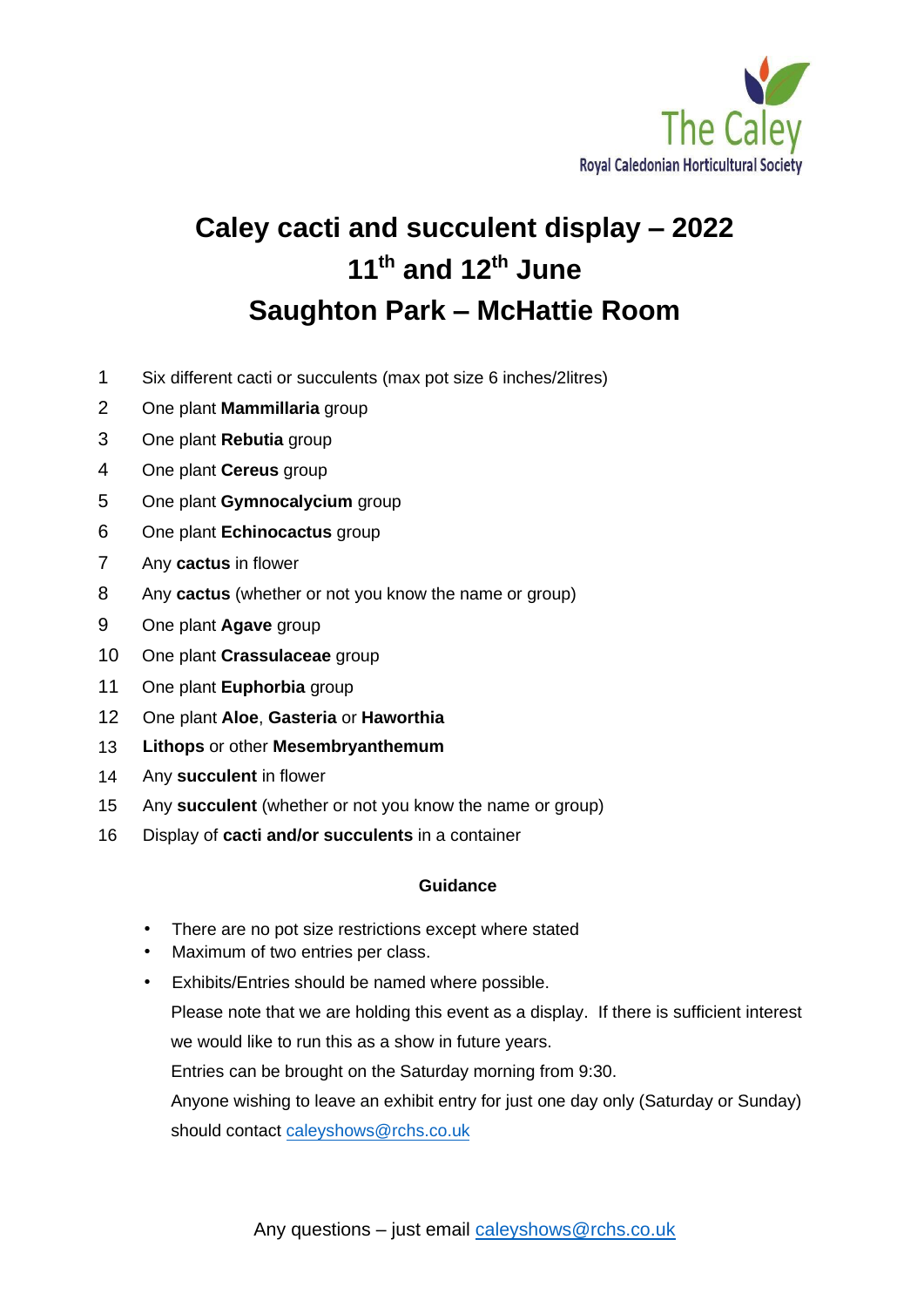The Caley

Royal Caledonian Horticultural Society

# Caley cacti and succulent display – 2022
# 11th and 12th June
# Saughton Park – McHattie Room

1. Six different cacti or succulents (max pot size 6 inches/2litres)
2. One plant **Mammillaria** group
3. One plant **Rebutia** group
4. One plant **Cereus** group
5. One plant **Gymnocalycium** group
6. One plant **Echinocactus** group
7. Any **cactus** in flower
8. Any **cactus** (whether or not you know the name or group)
9. One plant **Agave** group
10. One plant **Crassulaceae** group
11. One plant **Euphorbia** group
12. One plant **Aloe**, **Gasteria** or **Haworthia**
13. **Lithops** or other **Mesembryanthemum**
14. Any **succulent** in flower
15. Any **succulent** (whether or not you know the name or group)
16. Display of **cacti and/or succulents** in a container

**Guidance**

- There are no pot size restrictions except where stated
- Maximum of two entries per class.
- Exhibits/Entries should be named where possible.

Please note that we are holding this event as a display. If there is sufficient interest we would like to run this as a show in future years.

Entries can be brought on the Saturday morning from 9:30.

Anyone wishing to leave an exhibit entry for just one day only (Saturday or Sunday) should contact caleyshows@rchs.co.uk

Any questions – just email caleyshows@rchs.co.uk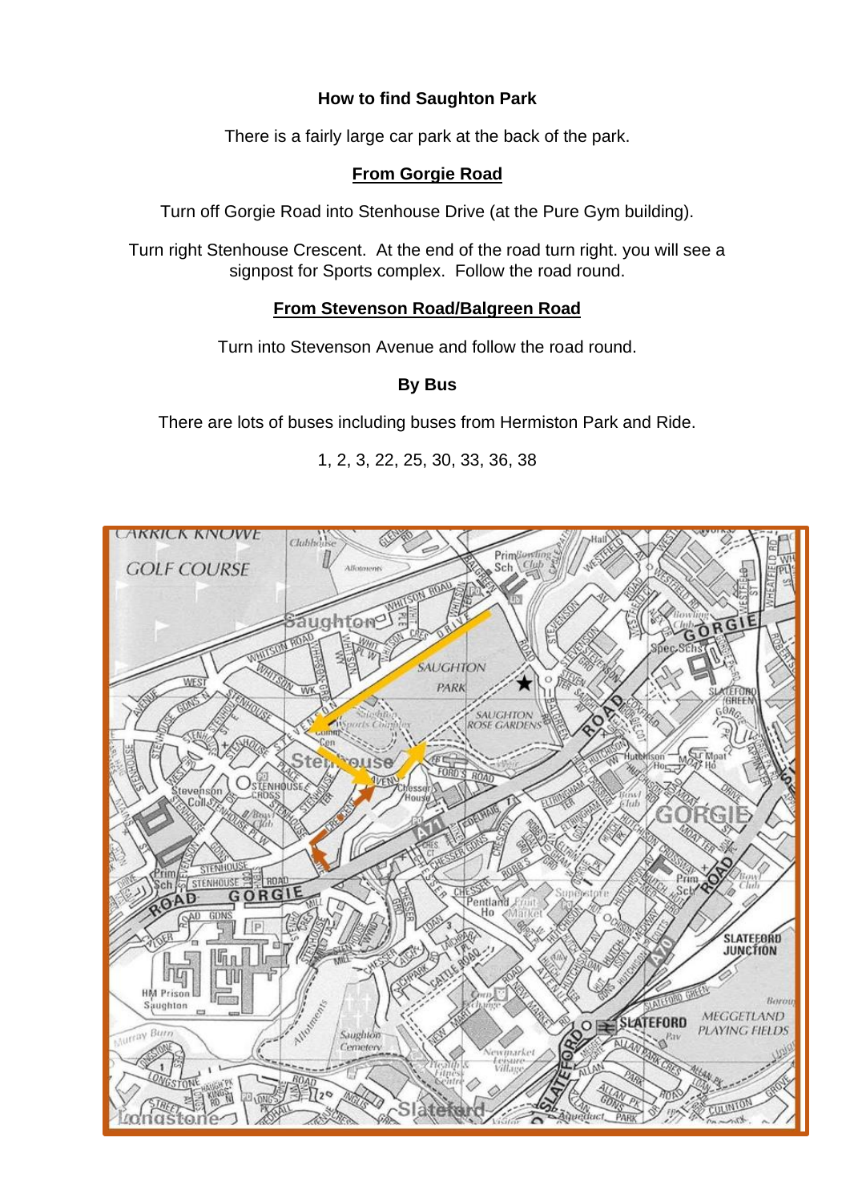**How to find Saughton Park**

There is a fairly large car park at the back of the park.

**From Gorgie Road**

Turn off Gorgie Road into Stenhouse Drive (at the Pure Gym building).

Turn right Stenhouse Crescent. At the end of the road turn right. you will see a signpost for Sports complex. Follow the road round.

**From Stevenson Road/Balgreen Road**

Turn into Stevenson Avenue and follow the road round.

**By Bus**

There are lots of buses including buses from Hermiston Park and Ride.

1, 2, 3, 22, 25, 30, 33, 36, 38